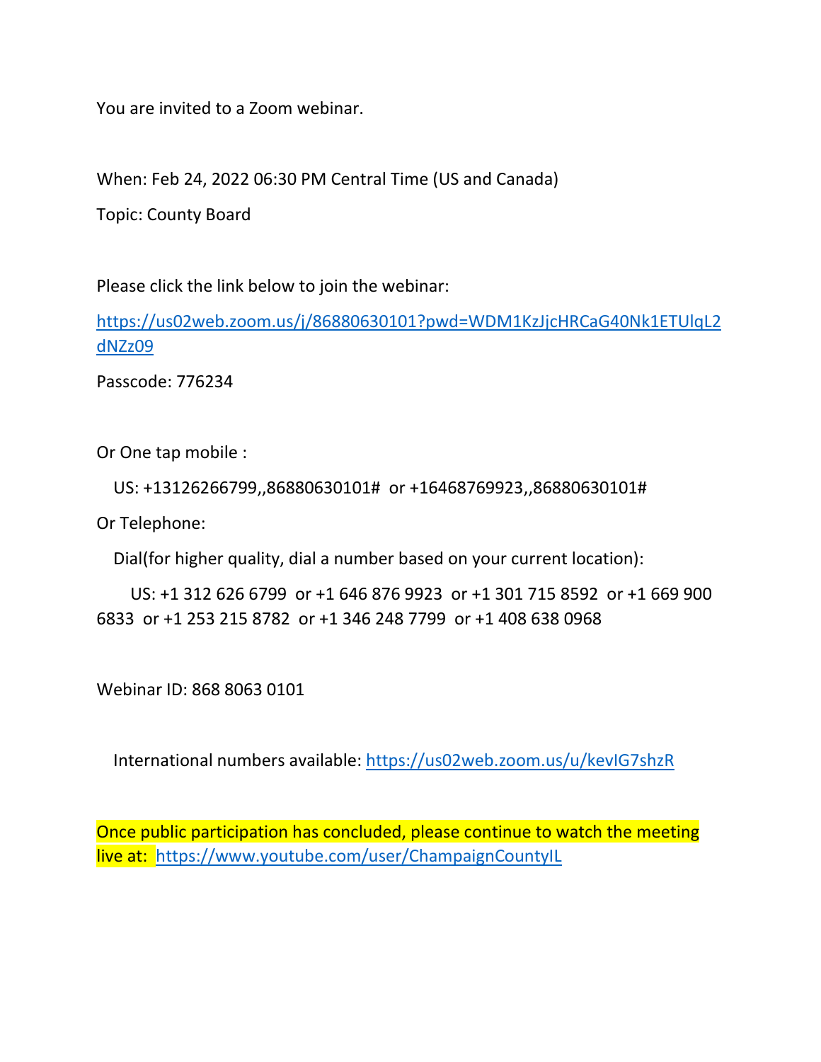You are invited to a Zoom webinar.

When: Feb 24, 2022 06:30 PM Central Time (US and Canada)

Topic: County Board

Please click the link below to join the webinar:

https://us02web.zoom.us/j/86880630101?pwd=WDM1KzJjcHRCaG40Nk1ETUlqL2dNZz09

Passcode: 776234

Or One tap mobile :

US: +13126266799,,86880630101# or +16468769923,,86880630101#

Or Telephone:

Dial(for higher quality, dial a number based on your current location):

US: +1 312 626 6799 or +1 646 876 9923 or +1 301 715 8592 or +1 669 900 6833 or +1 253 215 8782 or +1 346 248 7799 or +1 408 638 0968

Webinar ID: 868 8063 0101

International numbers available: https://us02web.zoom.us/u/kevIG7shzR

Once public participation has concluded, please continue to watch the meeting live at: https://www.youtube.com/user/ChampaignCountyIL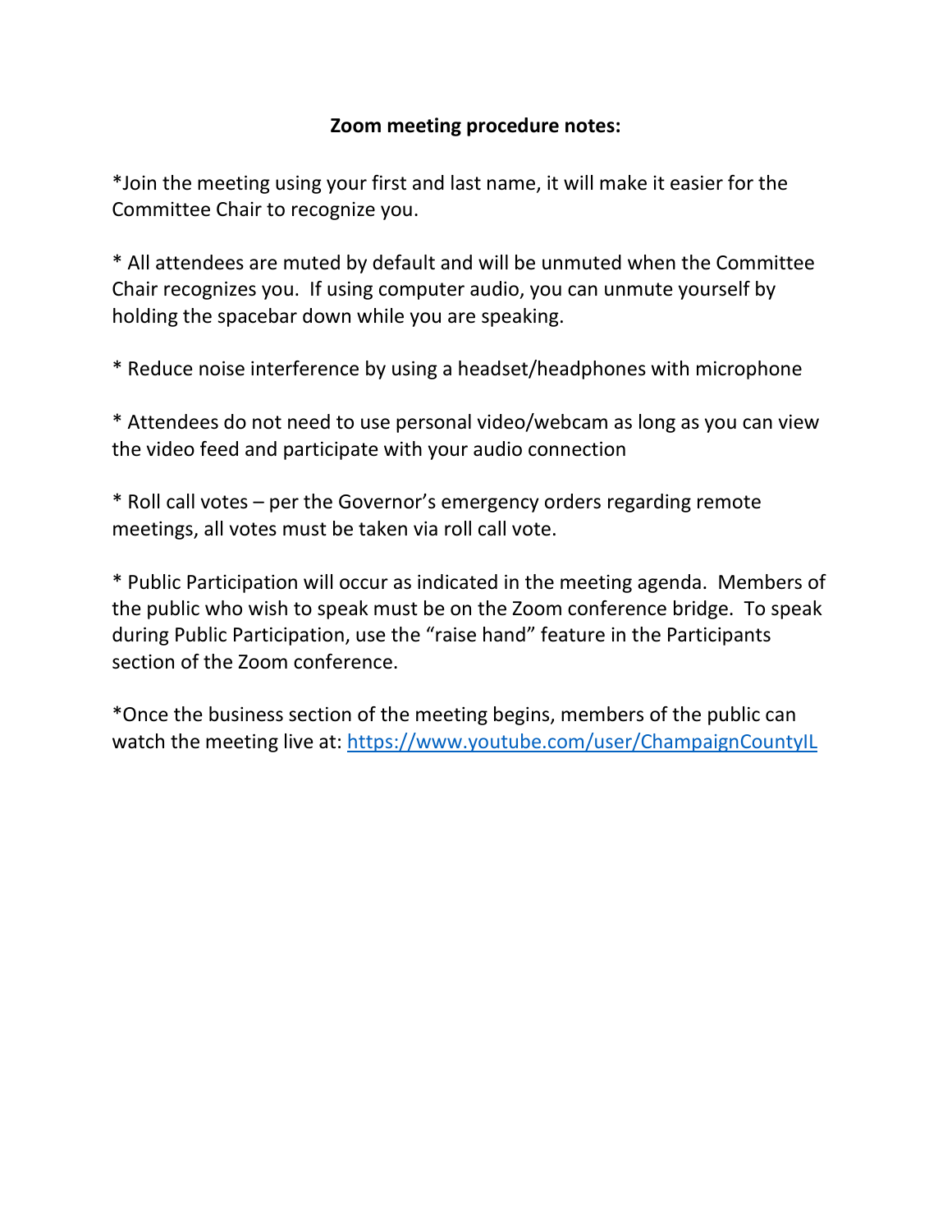**Zoom meeting procedure notes:**

*Join the meeting using your first and last name, it will make it easier for the Committee Chair to recognize you.

* All attendees are muted by default and will be unmuted when the Committee Chair recognizes you.  If using computer audio, you can unmute yourself by holding the spacebar down while you are speaking.

* Reduce noise interference by using a headset/headphones with microphone

* Attendees do not need to use personal video/webcam as long as you can view the video feed and participate with your audio connection

* Roll call votes – per the Governor's emergency orders regarding remote meetings, all votes must be taken via roll call vote.

* Public Participation will occur as indicated in the meeting agenda.  Members of the public who wish to speak must be on the Zoom conference bridge.  To speak during Public Participation, use the "raise hand" feature in the Participants section of the Zoom conference.

*Once the business section of the meeting begins, members of the public can watch the meeting live at: https://www.youtube.com/user/ChampaignCountyIL